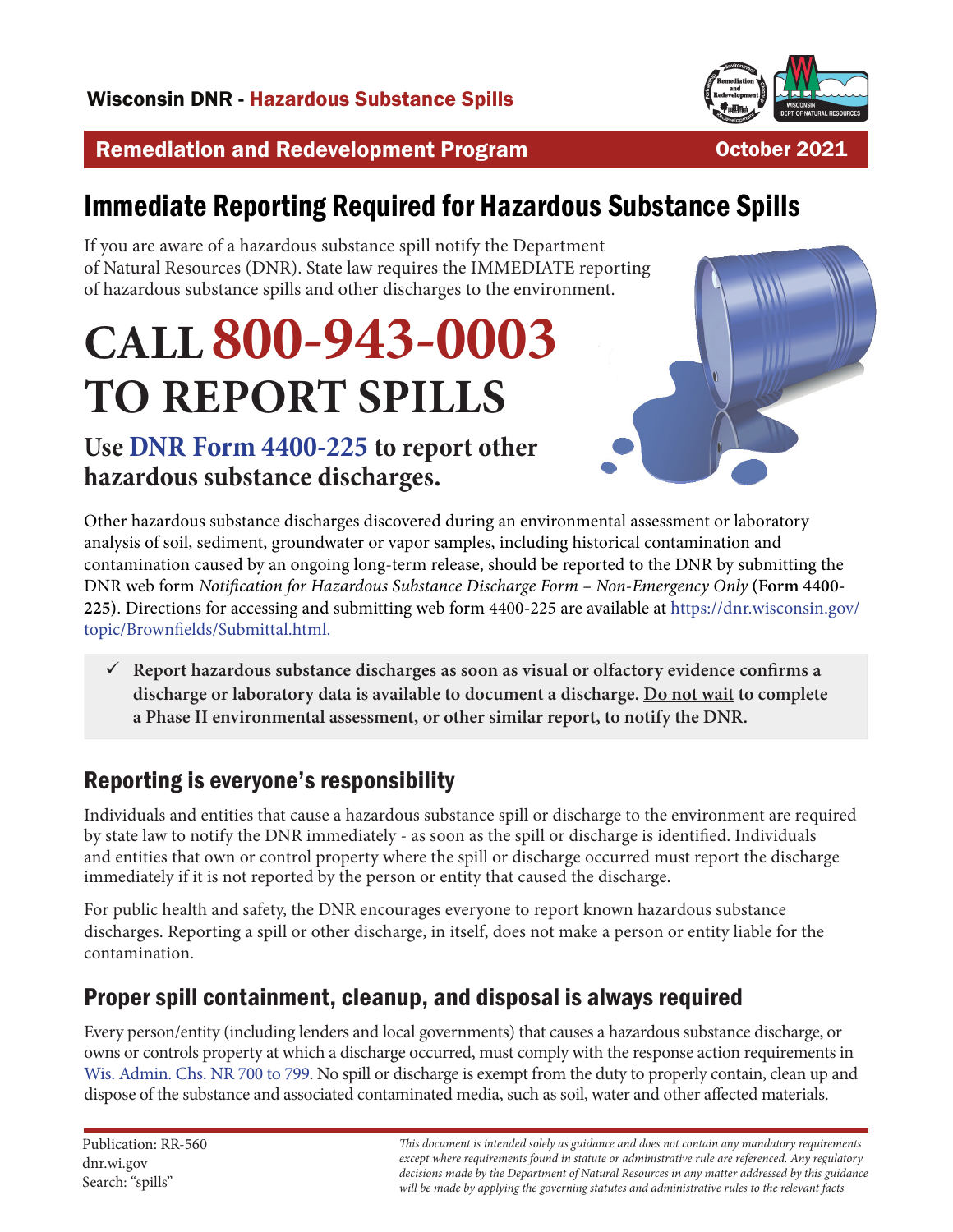Wisconsin DNR - Hazardous Substance Spills

**Remediation and Redevelopment Program** — **October 2021**

# Immediate Reporting Required for Hazardous Substance Spills

If you are aware of a hazardous substance spill notify the Department of Natural Resources (DNR). State law requires the IMMEDIATE reporting of hazardous substance spills and other discharges to the environment.

# CALL 800-943-0003 TO REPORT SPILLS

### Use DNR Form 4400-225 to report other hazardous substance discharges.

Other hazardous substance discharges discovered during an environmental assessment or laboratory analysis of soil, sediment, groundwater or vapor samples, including historical contamination and contamination caused by an ongoing long-term release, should be reported to the DNR by submitting the DNR web form *Notification for Hazardous Substance Discharge Form – Non-Emergency Only* **(Form 4400-225)**. Directions for accessing and submitting web form 4400-225 are available at https://dnr.wisconsin.gov/topic/Brownfields/Submittal.html.

- ✓ **Report hazardous substance discharges as soon as visual or olfactory evidence confirms a discharge or laboratory data is available to document a discharge. Do not wait to complete a Phase II environmental assessment, or other similar report, to notify the DNR.**

## Reporting is everyone's responsibility

Individuals and entities that cause a hazardous substance spill or discharge to the environment are required by state law to notify the DNR immediately - as soon as the spill or discharge is identified. Individuals and entities that own or control property where the spill or discharge occurred must report the discharge immediately if it is not reported by the person or entity that caused the discharge.

For public health and safety, the DNR encourages everyone to report known hazardous substance discharges. Reporting a spill or other discharge, in itself, does not make a person or entity liable for the contamination.

## Proper spill containment, cleanup, and disposal is always required

Every person/entity (including lenders and local governments) that causes a hazardous substance discharge, or owns or controls property at which a discharge occurred, must comply with the response action requirements in Wis. Admin. Chs. NR 700 to 799. No spill or discharge is exempt from the duty to properly contain, clean up and dispose of the substance and associated contaminated media, such as soil, water and other affected materials.

Publication: RR-560
dnr.wi.gov
Search: "spills"

*This document is intended solely as guidance and does not contain any mandatory requirements except where requirements found in statute or administrative rule are referenced. Any regulatory decisions made by the Department of Natural Resources in any matter addressed by this guidance will be made by applying the governing statutes and administrative rules to the relevant facts*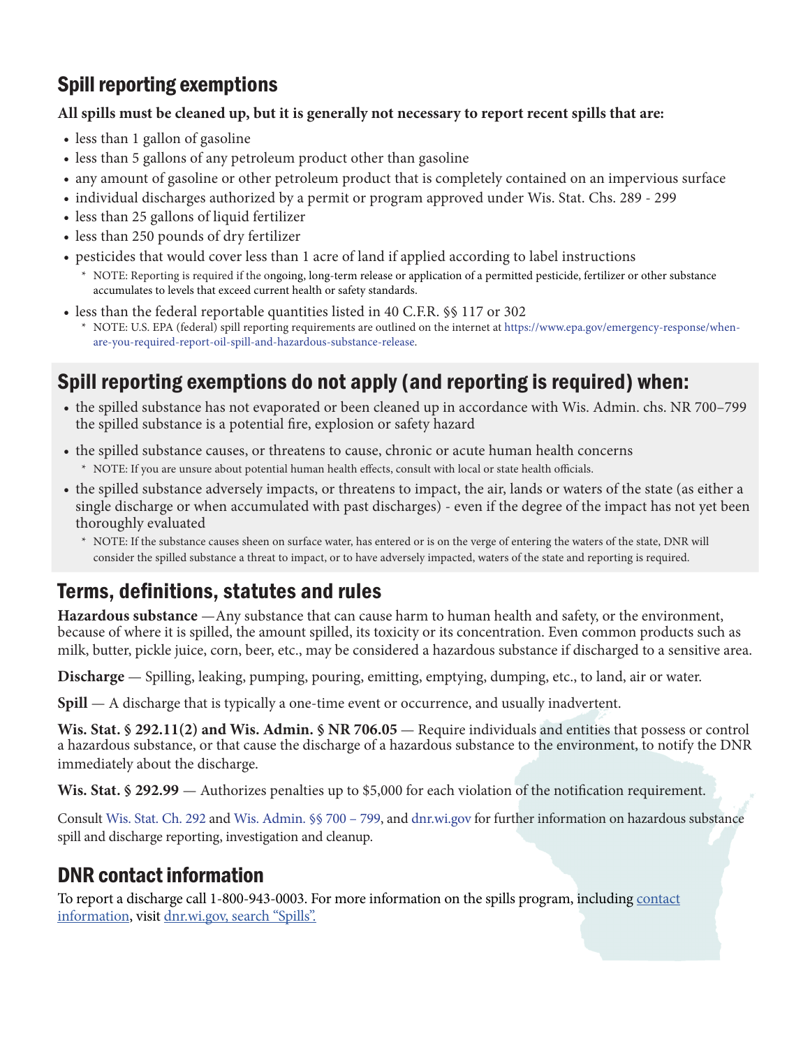## Spill reporting exemptions

**All spills must be cleaned up, but it is generally not necessary to report recent spills that are:**

- less than 1 gallon of gasoline
- less than 5 gallons of any petroleum product other than gasoline
- any amount of gasoline or other petroleum product that is completely contained on an impervious surface
- individual discharges authorized by a permit or program approved under Wis. Stat. Chs. 289 - 299
- less than 25 gallons of liquid fertilizer
- less than 250 pounds of dry fertilizer
- pesticides that would cover less than 1 acre of land if applied according to label instructions
  - * NOTE: Reporting is required if the ongoing, long-term release or application of a permitted pesticide, fertilizer or other substance accumulates to levels that exceed current health or safety standards.
- less than the federal reportable quantities listed in 40 C.F.R. §§ 117 or 302
  - * NOTE: U.S. EPA (federal) spill reporting requirements are outlined on the internet at https://www.epa.gov/emergency-response/when-are-you-required-report-oil-spill-and-hazardous-substance-release.

## Spill reporting exemptions do not apply (and reporting is required) when:

- the spilled substance has not evaporated or been cleaned up in accordance with Wis. Admin. chs. NR 700–799 the spilled substance is a potential fire, explosion or safety hazard
- the spilled substance causes, or threatens to cause, chronic or acute human health concerns
  - * NOTE: If you are unsure about potential human health effects, consult with local or state health officials.
- the spilled substance adversely impacts, or threatens to impact, the air, lands or waters of the state (as either a single discharge or when accumulated with past discharges) - even if the degree of the impact has not yet been thoroughly evaluated
  - * NOTE: If the substance causes sheen on surface water, has entered or is on the verge of entering the waters of the state, DNR will consider the spilled substance a threat to impact, or to have adversely impacted, waters of the state and reporting is required.

## Terms, definitions, statutes and rules

**Hazardous substance** —Any substance that can cause harm to human health and safety, or the environment, because of where it is spilled, the amount spilled, its toxicity or its concentration. Even common products such as milk, butter, pickle juice, corn, beer, etc., may be considered a hazardous substance if discharged to a sensitive area.

**Discharge** — Spilling, leaking, pumping, pouring, emitting, emptying, dumping, etc., to land, air or water.

**Spill** — A discharge that is typically a one-time event or occurrence, and usually inadvertent.

**Wis. Stat. § 292.11(2) and Wis. Admin. § NR 706.05** — Require individuals and entities that possess or control a hazardous substance, or that cause the discharge of a hazardous substance to the environment, to notify the DNR immediately about the discharge.

**Wis. Stat. § 292.99** — Authorizes penalties up to $5,000 for each violation of the notification requirement.

Consult Wis. Stat. Ch. 292 and Wis. Admin. §§ 700 – 799, and dnr.wi.gov for further information on hazardous substance spill and discharge reporting, investigation and cleanup.

## DNR contact information

To report a discharge call 1-800-943-0003. For more information on the spills program, including contact information, visit dnr.wi.gov, search "Spills".